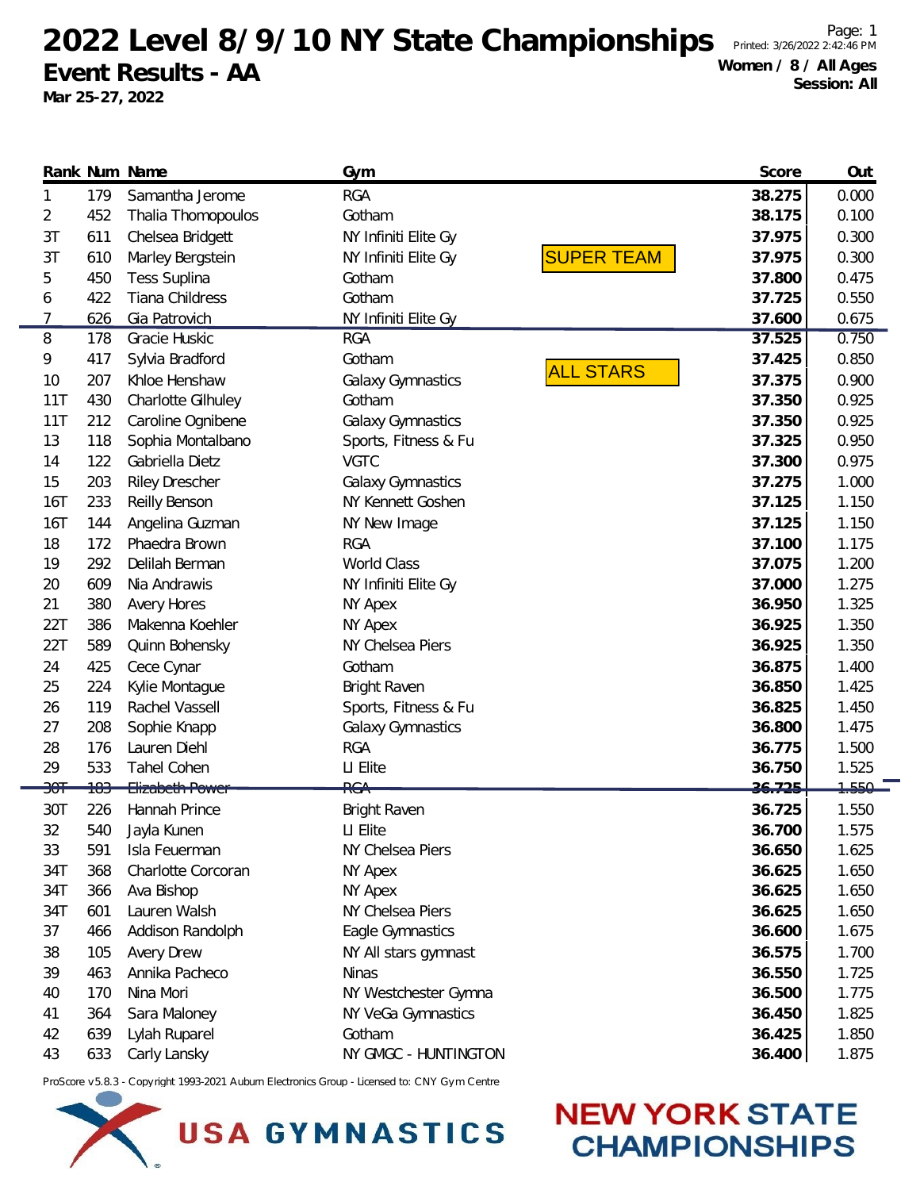# 2022 Level 8/9/10 NY State Championships

## Event Results - AA

Mar 25-27, 2022

Printed: 3/26/2022 2:42:46 PM

**Women / 8 / All Ages**
**Session: All**

| Rank | Num | Name | Gym | | Score | Out |
|---|---|---|---|---|---|---|
| 1 | 179 | Samantha Jerome | RGA | | **38.275** | 0.000 |
| 2 | 452 | Thalia Thomopoulos | Gotham | | **38.175** | 0.100 |
| 3T | 611 | Chelsea Bridgett | NY Infiniti Elite Gy | | **37.975** | 0.300 |
| 3T | 610 | Marley Bergstein | NY Infiniti Elite Gy | SUPER TEAM | **37.975** | 0.300 |
| 5 | 450 | Tess Suplina | Gotham | | **37.800** | 0.475 |
| 6 | 422 | Tiana Childress | Gotham | | **37.725** | 0.550 |
| 7 | 626 | Gia Patrovich | NY Infiniti Elite Gy | | **37.600** | 0.675 |
| 8 | 178 | Gracie Huskic | RGA | | **37.525** | 0.750 |
| 9 | 417 | Sylvia Bradford | Gotham | ALL STARS | **37.425** | 0.850 |
| 10 | 207 | Khloe Henshaw | Galaxy Gymnastics | | **37.375** | 0.900 |
| 11T | 430 | Charlotte Gilhuley | Gotham | | **37.350** | 0.925 |
| 11T | 212 | Caroline Ognibene | Galaxy Gymnastics | | **37.350** | 0.925 |
| 13 | 118 | Sophia Montalbano | Sports, Fitness & Fu | | **37.325** | 0.950 |
| 14 | 122 | Gabriella Dietz | VGTC | | **37.300** | 0.975 |
| 15 | 203 | Riley Drescher | Galaxy Gymnastics | | **37.275** | 1.000 |
| 16T | 233 | Reilly Benson | NY Kennett Goshen | | **37.125** | 1.150 |
| 16T | 144 | Angelina Guzman | NY New Image | | **37.125** | 1.150 |
| 18 | 172 | Phaedra Brown | RGA | | **37.100** | 1.175 |
| 19 | 292 | Delilah Berman | World Class | | **37.075** | 1.200 |
| 20 | 609 | Nia Andrawis | NY Infiniti Elite Gy | | **37.000** | 1.275 |
| 21 | 380 | Avery Hores | NY Apex | | **36.950** | 1.325 |
| 22T | 386 | Makenna Koehler | NY Apex | | **36.925** | 1.350 |
| 22T | 589 | Quinn Bohensky | NY Chelsea Piers | | **36.925** | 1.350 |
| 24 | 425 | Cece Cynar | Gotham | | **36.875** | 1.400 |
| 25 | 224 | Kylie Montague | Bright Raven | | **36.850** | 1.425 |
| 26 | 119 | Rachel Vassell | Sports, Fitness & Fu | | **36.825** | 1.450 |
| 27 | 208 | Sophie Knapp | Galaxy Gymnastics | | **36.800** | 1.475 |
| 28 | 176 | Lauren Diehl | RGA | | **36.775** | 1.500 |
| 29 | 533 | Tahel Cohen | LI Elite | | **36.750** | 1.525 |
| ~~30T~~ | ~~183~~ | ~~Elizabeth Power~~ | ~~RGA~~ | | ~~**36.725**~~ | ~~1.550~~ |
| 30T | 226 | Hannah Prince | Bright Raven | | **36.725** | 1.550 |
| 32 | 540 | Jayla Kunen | LI Elite | | **36.700** | 1.575 |
| 33 | 591 | Isla Feuerman | NY Chelsea Piers | | **36.650** | 1.625 |
| 34T | 368 | Charlotte Corcoran | NY Apex | | **36.625** | 1.650 |
| 34T | 366 | Ava Bishop | NY Apex | | **36.625** | 1.650 |
| 34T | 601 | Lauren Walsh | NY Chelsea Piers | | **36.625** | 1.650 |
| 37 | 466 | Addison Randolph | Eagle Gymnastics | | **36.600** | 1.675 |
| 38 | 105 | Avery Drew | NY All stars gymnast | | **36.575** | 1.700 |
| 39 | 463 | Annika Pacheco | Ninas | | **36.550** | 1.725 |
| 40 | 170 | Nina Mori | NY Westchester Gymna | | **36.500** | 1.775 |
| 41 | 364 | Sara Maloney | NY VeGa Gymnastics | | **36.450** | 1.825 |
| 42 | 639 | Lylah Ruparel | Gotham | | **36.425** | 1.850 |
| 43 | 633 | Carly Lansky | NY GMGC - HUNTINGTON | | **36.400** | 1.875 |

ProScore v5.8.3 - Copyright 1993-2021 Auburn Electronics Group - Licensed to: CNY Gym Centre

USA GYMNASTICS

NEW YORK STATE CHAMPIONSHIPS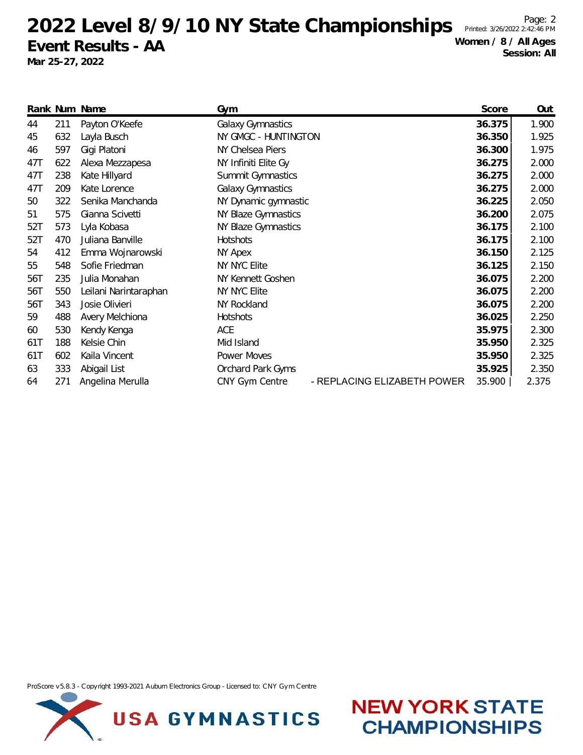# 2022 Level 8/9/10 NY State Championships

**Event Results - AA**

**Mar 25-27, 2022**

Printed: 3/26/2022 2:42:46 PM

**Women / 8 / All Ages**
**Session: All**

| Rank | Num | Name | Gym | Score | Out |
|---|---|---|---|---|---|
| 44 | 211 | Payton O'Keefe | Galaxy Gymnastics | **36.375** | 1.900 |
| 45 | 632 | Layla Busch | NY GMGC - HUNTINGTON | **36.350** | 1.925 |
| 46 | 597 | Gigi Platoni | NY Chelsea Piers | **36.300** | 1.975 |
| 47T | 622 | Alexa Mezzapesa | NY Infiniti Elite Gy | **36.275** | 2.000 |
| 47T | 238 | Kate Hillyard | Summit Gymnastics | **36.275** | 2.000 |
| 47T | 209 | Kate Lorence | Galaxy Gymnastics | **36.275** | 2.000 |
| 50 | 322 | Senika Manchanda | NY Dynamic gymnastic | **36.225** | 2.050 |
| 51 | 575 | Gianna Scivetti | NY Blaze Gymnastics | **36.200** | 2.075 |
| 52T | 573 | Lyla Kobasa | NY Blaze Gymnastics | **36.175** | 2.100 |
| 52T | 470 | Juliana Banville | Hotshots | **36.175** | 2.100 |
| 54 | 412 | Emma Wojnarowski | NY Apex | **36.150** | 2.125 |
| 55 | 548 | Sofie Friedman | NY NYC Elite | **36.125** | 2.150 |
| 56T | 235 | Julia Monahan | NY Kennett Goshen | **36.075** | 2.200 |
| 56T | 550 | Leilani Narintaraphan | NY NYC Elite | **36.075** | 2.200 |
| 56T | 343 | Josie Olivieri | NY Rockland | **36.075** | 2.200 |
| 59 | 488 | Avery Melchiona | Hotshots | **36.025** | 2.250 |
| 60 | 530 | Kendy Kenga | ACE | **35.975** | 2.300 |
| 61T | 188 | Kelsie Chin | Mid Island | **35.950** | 2.325 |
| 61T | 602 | Kaila Vincent | Power Moves | **35.950** | 2.325 |
| 63 | 333 | Abigail List | Orchard Park Gyms | **35.925** | 2.350 |
| 64 | 271 | Angelina Merulla | CNY Gym Centre - REPLACING ELIZABETH POWER | 35.900 | 2.375 |

ProScore v5.8.3 - Copyright 1993-2021 Auburn Electronics Group - Licensed to: CNY Gym Centre

USA GYMNASTICS

NEW YORK STATE CHAMPIONSHIPS